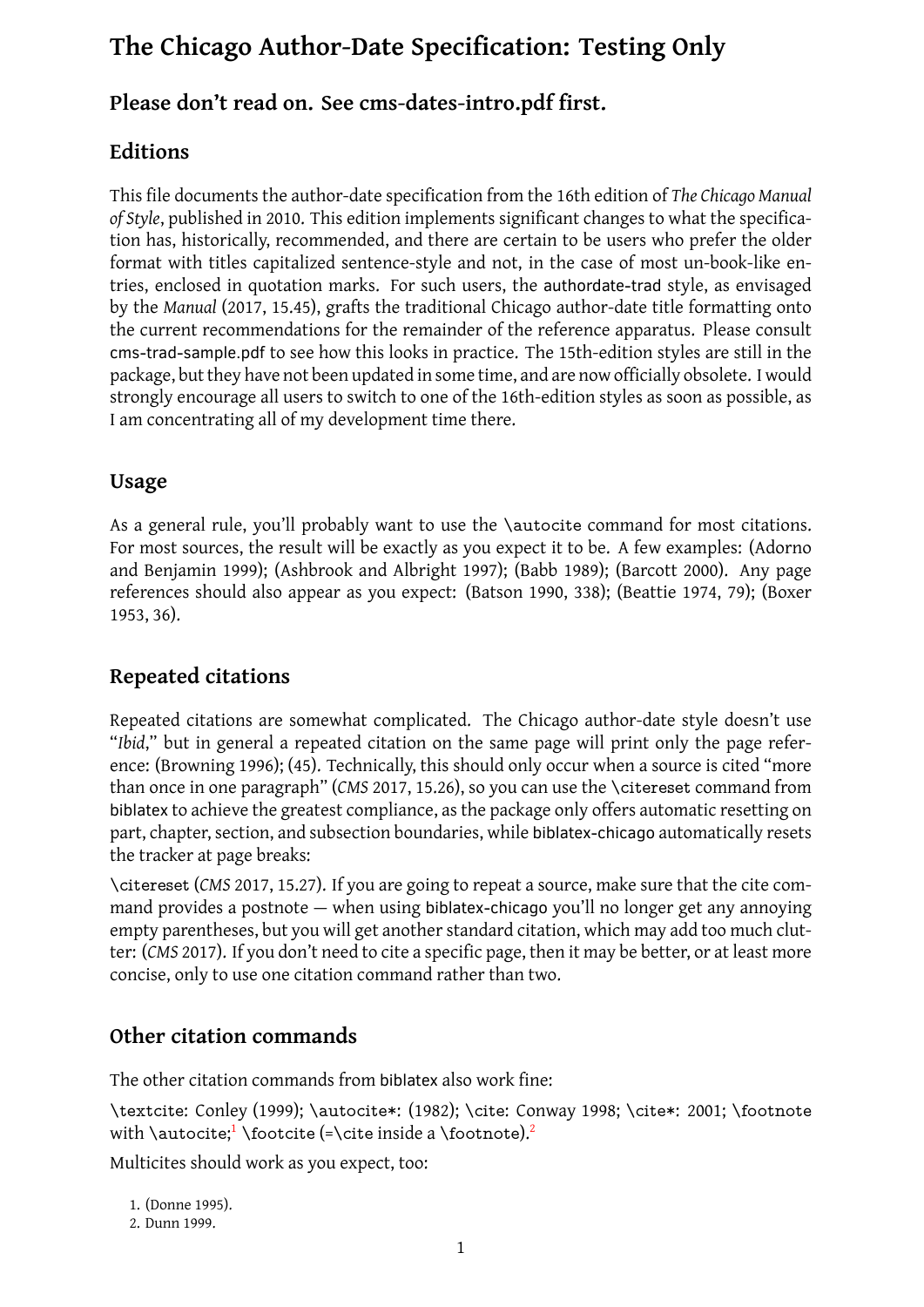# The Chicago Author-Date Specification: Testing Only

## Please don't read on. See cms-dates-intro.pdf first.

## Editions

This file documents the author-date specification from the 16th edition of *The Chicago Manual of Style*, published in 2010. This edition implements significant changes to what the specification has, historically, recommended, and there are certain to be users who prefer the older format with titles capitalized sentence-style and not, in the case of most un-book-like entries, enclosed in quotation marks. For such users, the authordate-trad style, as envisaged by the *Manual* (2017, 15.45), grafts the traditional Chicago author-date title formatting onto the current recommendations for the remainder of the reference apparatus. Please consult cms-trad-sample.pdf to see how this looks in practice. The 15th-edition styles are still in the package, but they have not been updated in some time, and are now officially obsolete. I would strongly encourage all users to switch to one of the 16th-edition styles as soon as possible, as I am concentrating all of my development time there.

## Usage

As a general rule, you'll probably want to use the \autocite command for most citations. For most sources, the result will be exactly as you expect it to be. A few examples: (Adorno and Benjamin 1999); (Ashbrook and Albright 1997); (Babb 1989); (Barcott 2000). Any page references should also appear as you expect: (Batson 1990, 338); (Beattie 1974, 79); (Boxer 1953, 36).

## Repeated citations

Repeated citations are somewhat complicated. The Chicago author-date style doesn't use "*Ibid*," but in general a repeated citation on the same page will print only the page reference: (Browning 1996); (45). Technically, this should only occur when a source is cited "more than once in one paragraph" (*CMS* 2017, 15.26), so you can use the \citereset command from biblatex to achieve the greatest compliance, as the package only offers automatic resetting on part, chapter, section, and subsection boundaries, while biblatex-chicago automatically resets the tracker at page breaks:

\citereset (*CMS* 2017, 15.27). If you are going to repeat a source, make sure that the cite command provides a postnote — when using biblatex-chicago you'll no longer get any annoying empty parentheses, but you will get another standard citation, which may add too much clutter: (*CMS* 2017). If you don't need to cite a specific page, then it may be better, or at least more concise, only to use one citation command rather than two.

## Other citation commands

The other citation commands from biblatex also work fine:

\textcite: Conley (1999); \autocite*: (1982); \cite: Conway 1998; \cite*: 2001; \footnote with \autocite;[1] \footcite (=\cite inside a \footnote).[2]

Multicites should work as you expect, too:

1. (Donne 1995).
2. Dunn 1999.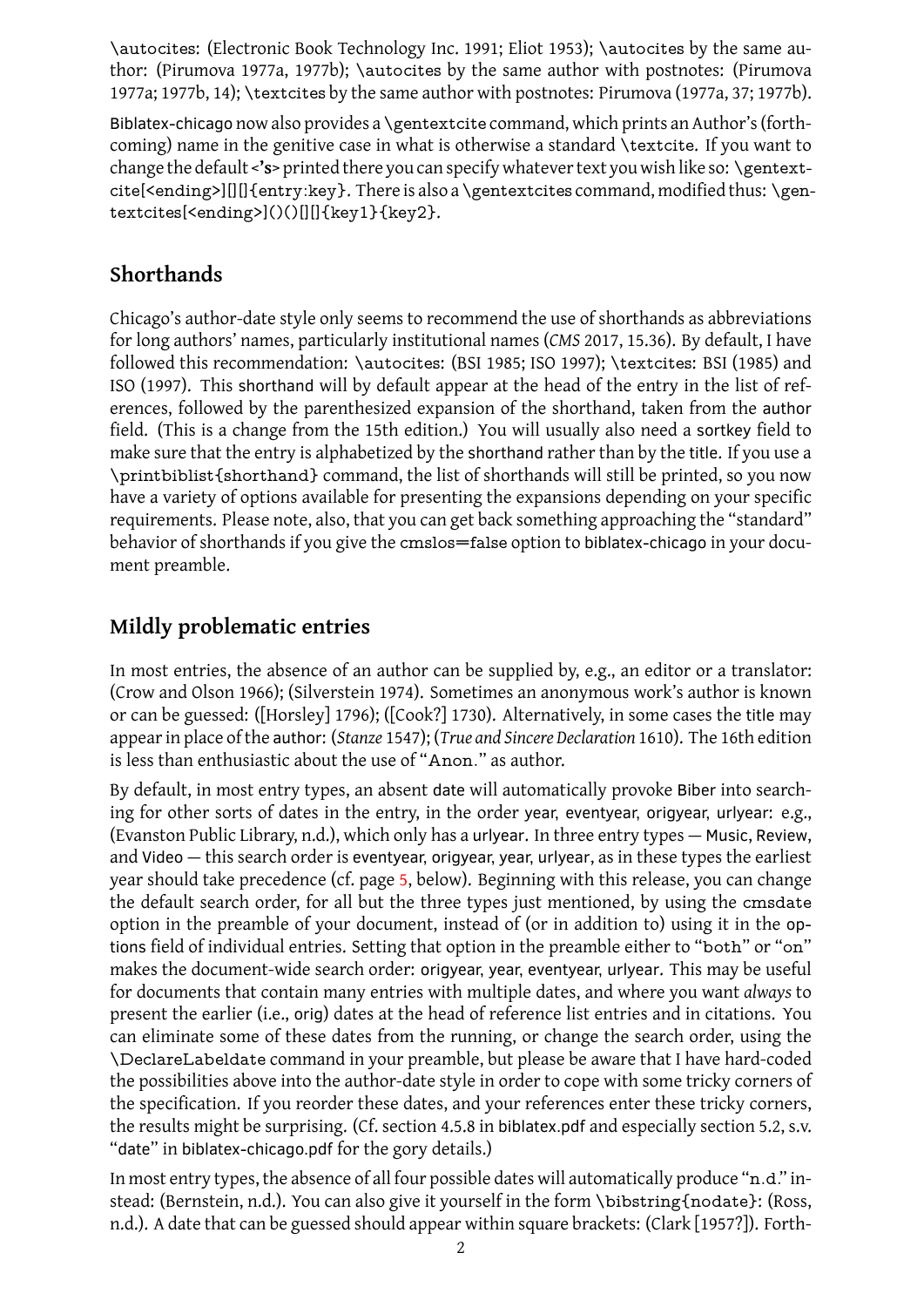\autocites: (Electronic Book Technology Inc. 1991; Eliot 1953); \autocites by the same author: (Pirumova 1977a, 1977b); \autocites by the same author with postnotes: (Pirumova 1977a; 1977b, 14); \textcites by the same author with postnotes: Pirumova (1977a, 37; 1977b).

Biblatex-chicago now also provides a \gentextcite command, which prints an Author's (forthcoming) name in the genitive case in what is otherwise a standard \textcite. If you want to change the default **'s** printed there you can specify whatever text you wish like so: \gentextcite[<ending>][][]{entry:key}. There is also a \gentextcites command, modified thus: \gentextcites[<ending>]()()[][]{key1}{key2}.

## Shorthands

Chicago's author-date style only seems to recommend the use of shorthands as abbreviations for long authors' names, particularly institutional names (*CMS* 2017, 15.36). By default, I have followed this recommendation: \autocites: (BSI 1985; ISO 1997); \textcites: BSI (1985) and ISO (1997). This shorthand will by default appear at the head of the entry in the list of references, followed by the parenthesized expansion of the shorthand, taken from the author field. (This is a change from the 15th edition.) You will usually also need a sortkey field to make sure that the entry is alphabetized by the shorthand rather than by the title. If you use a \printbiblist{shorthand} command, the list of shorthands will still be printed, so you now have a variety of options available for presenting the expansions depending on your specific requirements. Please note, also, that you can get back something approaching the "standard" behavior of shorthands if you give the cmslos=false option to biblatex-chicago in your document preamble.

## Mildly problematic entries

In most entries, the absence of an author can be supplied by, e.g., an editor or a translator: (Crow and Olson 1966); (Silverstein 1974). Sometimes an anonymous work's author is known or can be guessed: ([Horsley] 1796); ([Cook?] 1730). Alternatively, in some cases the title may appear in place of the author: (*Stanze* 1547); (*True and Sincere Declaration* 1610). The 16th edition is less than enthusiastic about the use of "Anon." as author.

By default, in most entry types, an absent date will automatically provoke Biber into searching for other sorts of dates in the entry, in the order year, eventyear, origyear, urlyear: e.g., (Evanston Public Library, n.d.), which only has a urlyear. In three entry types — Music, Review, and Video — this search order is eventyear, origyear, year, urlyear, as in these types the earliest year should take precedence (cf. page 5, below). Beginning with this release, you can change the default search order, for all but the three types just mentioned, by using the cmsdate option in the preamble of your document, instead of (or in addition to) using it in the options field of individual entries. Setting that option in the preamble either to "both" or "on" makes the document-wide search order: origyear, year, eventyear, urlyear. This may be useful for documents that contain many entries with multiple dates, and where you want *always* to present the earlier (i.e., orig) dates at the head of reference list entries and in citations. You can eliminate some of these dates from the running, or change the search order, using the \DeclareLabeldate command in your preamble, but please be aware that I have hard-coded the possibilities above into the author-date style in order to cope with some tricky corners of the specification. If you reorder these dates, and your references enter these tricky corners, the results might be surprising. (Cf. section 4.5.8 in biblatex.pdf and especially section 5.2, s.v. "date" in biblatex-chicago.pdf for the gory details.)

In most entry types, the absence of all four possible dates will automatically produce "n.d." instead: (Bernstein, n.d.). You can also give it yourself in the form \bibstring{nodate}: (Ross, n.d.). A date that can be guessed should appear within square brackets: (Clark [1957?]). Forth-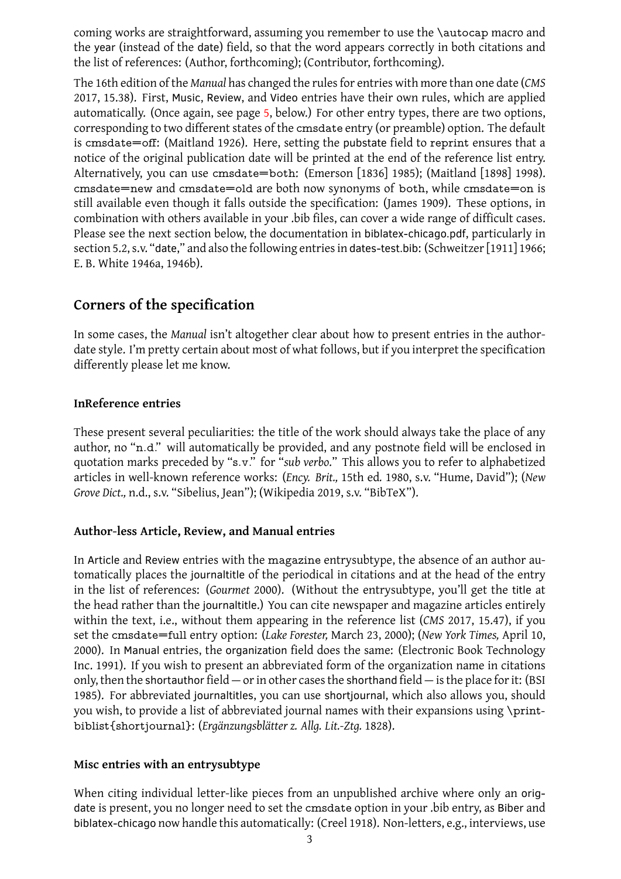coming works are straightforward, assuming you remember to use the \autocap macro and the year (instead of the date) field, so that the word appears correctly in both citations and the list of references: (Author, forthcoming); (Contributor, forthcoming).

The 16th edition of the *Manual* has changed the rules for entries with more than one date (*CMS* 2017, 15.38). First, Music, Review, and Video entries have their own rules, which are applied automatically. (Once again, see page 5, below.) For other entry types, there are two options, corresponding to two different states of the cmsdate entry (or preamble) option. The default is cmsdate=off: (Maitland 1926). Here, setting the pubstate field to reprint ensures that a notice of the original publication date will be printed at the end of the reference list entry. Alternatively, you can use cmsdate=both: (Emerson [1836] 1985); (Maitland [1898] 1998). cmsdate=new and cmsdate=old are both now synonyms of both, while cmsdate=on is still available even though it falls outside the specification: (James 1909). These options, in combination with others available in your .bib files, can cover a wide range of difficult cases. Please see the next section below, the documentation in biblatex-chicago.pdf, particularly in section 5.2, s.v. "date," and also the following entries in dates-test.bib: (Schweitzer [1911] 1966; E. B. White 1946a, 1946b).

## Corners of the specification

In some cases, the *Manual* isn't altogether clear about how to present entries in the author-date style. I'm pretty certain about most of what follows, but if you interpret the specification differently please let me know.

### InReference entries

These present several peculiarities: the title of the work should always take the place of any author, no "n.d." will automatically be provided, and any postnote field will be enclosed in quotation marks preceded by "s.v." for "*sub verbo*." This allows you to refer to alphabetized articles in well-known reference works: (*Ency. Brit.,* 15th ed. 1980, s.v. "Hume, David"); (*New Grove Dict.,* n.d., s.v. "Sibelius, Jean"); (Wikipedia 2019, s.v. "BibTeX").

### Author-less Article, Review, and Manual entries

In Article and Review entries with the magazine entrysubtype, the absence of an author automatically places the journaltitle of the periodical in citations and at the head of the entry in the list of references: (*Gourmet* 2000). (Without the entrysubtype, you'll get the title at the head rather than the journaltitle.) You can cite newspaper and magazine articles entirely within the text, i.e., without them appearing in the reference list (*CMS* 2017, 15.47), if you set the cmsdate=full entry option: (*Lake Forester,* March 23, 2000); (*New York Times,* April 10, 2000). In Manual entries, the organization field does the same: (Electronic Book Technology Inc. 1991). If you wish to present an abbreviated form of the organization name in citations only, then the shortauthor field — or in other cases the shorthand field — is the place for it: (BSI 1985). For abbreviated journaltitles, you can use shortjournal, which also allows you, should you wish, to provide a list of abbreviated journal names with their expansions using \printbiblist{shortjournal}: (*Ergänzungsblätter z. Allg. Lit.-Ztg.* 1828).

### Misc entries with an entrysubtype

When citing individual letter-like pieces from an unpublished archive where only an origdate is present, you no longer need to set the cmsdate option in your .bib entry, as Biber and biblatex-chicago now handle this automatically: (Creel 1918). Non-letters, e.g., interviews, use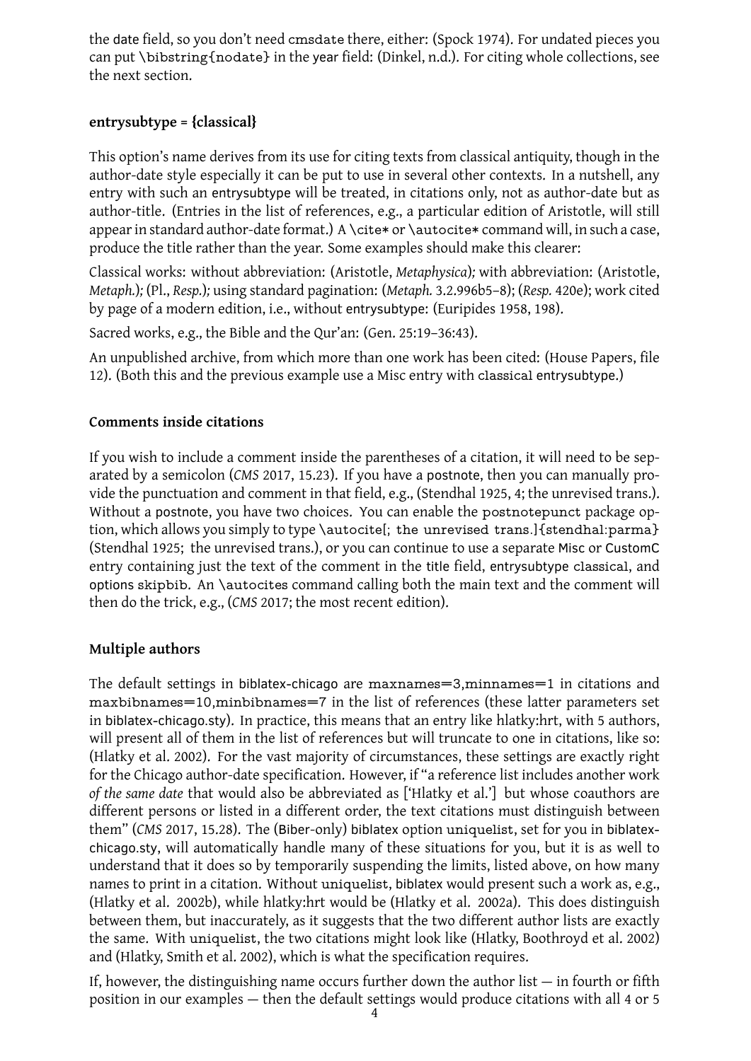the date field, so you don't need cmsdate there, either: (Spock 1974). For undated pieces you can put \bibstring{nodate} in the year field: (Dinkel, n.d.). For citing whole collections, see the next section.

### entrysubtype = {classical}

This option's name derives from its use for citing texts from classical antiquity, though in the author-date style especially it can be put to use in several other contexts. In a nutshell, any entry with such an entrysubtype will be treated, in citations only, not as author-date but as author-title. (Entries in the list of references, e.g., a particular edition of Aristotle, will still appear in standard author-date format.) A \cite* or \autocite* command will, in such a case, produce the title rather than the year. Some examples should make this clearer:

Classical works: without abbreviation: (Aristotle, *Metaphysica*)*;* with abbreviation: (Aristotle, *Metaph.*)*;* (Pl., *Resp.*)*;* using standard pagination: (*Metaph.* 3.2.996b5–8); (*Resp.* 420e); work cited by page of a modern edition, i.e., without entrysubtype: (Euripides 1958, 198).

Sacred works, e.g., the Bible and the Qur'an: (Gen. 25:19–36:43).

An unpublished archive, from which more than one work has been cited: (House Papers, file 12). (Both this and the previous example use a Misc entry with classical entrysubtype.)

### Comments inside citations

If you wish to include a comment inside the parentheses of a citation, it will need to be separated by a semicolon (*CMS* 2017, 15.23). If you have a postnote, then you can manually provide the punctuation and comment in that field, e.g., (Stendhal 1925, 4; the unrevised trans.). Without a postnote, you have two choices. You can enable the postnotepunct package option, which allows you simply to type \autocite[; the unrevised trans.]{stendhal:parma} (Stendhal 1925; the unrevised trans.), or you can continue to use a separate Misc or CustomC entry containing just the text of the comment in the title field, entrysubtype classical, and options skipbib. An \autocites command calling both the main text and the comment will then do the trick, e.g., (*CMS* 2017; the most recent edition).

### Multiple authors

The default settings in biblatex-chicago are maxnames=3,minnames=1 in citations and maxbibnames=10,minbibnames=7 in the list of references (these latter parameters set in biblatex-chicago.sty). In practice, this means that an entry like hlatky:hrt, with 5 authors, will present all of them in the list of references but will truncate to one in citations, like so: (Hlatky et al. 2002). For the vast majority of circumstances, these settings are exactly right for the Chicago author-date specification. However, if "a reference list includes another work *of the same date* that would also be abbreviated as ['Hlatky et al.'] but whose coauthors are different persons or listed in a different order, the text citations must distinguish between them" (*CMS* 2017, 15.28). The (Biber-only) biblatex option uniquelist, set for you in biblatex-chicago.sty, will automatically handle many of these situations for you, but it is as well to understand that it does so by temporarily suspending the limits, listed above, on how many names to print in a citation. Without uniquelist, biblatex would present such a work as, e.g., (Hlatky et al. 2002b), while hlatky:hrt would be (Hlatky et al. 2002a). This does distinguish between them, but inaccurately, as it suggests that the two different author lists are exactly the same. With uniquelist, the two citations might look like (Hlatky, Boothroyd et al. 2002) and (Hlatky, Smith et al. 2002), which is what the specification requires.

If, however, the distinguishing name occurs further down the author list — in fourth or fifth position in our examples — then the default settings would produce citations with all 4 or 5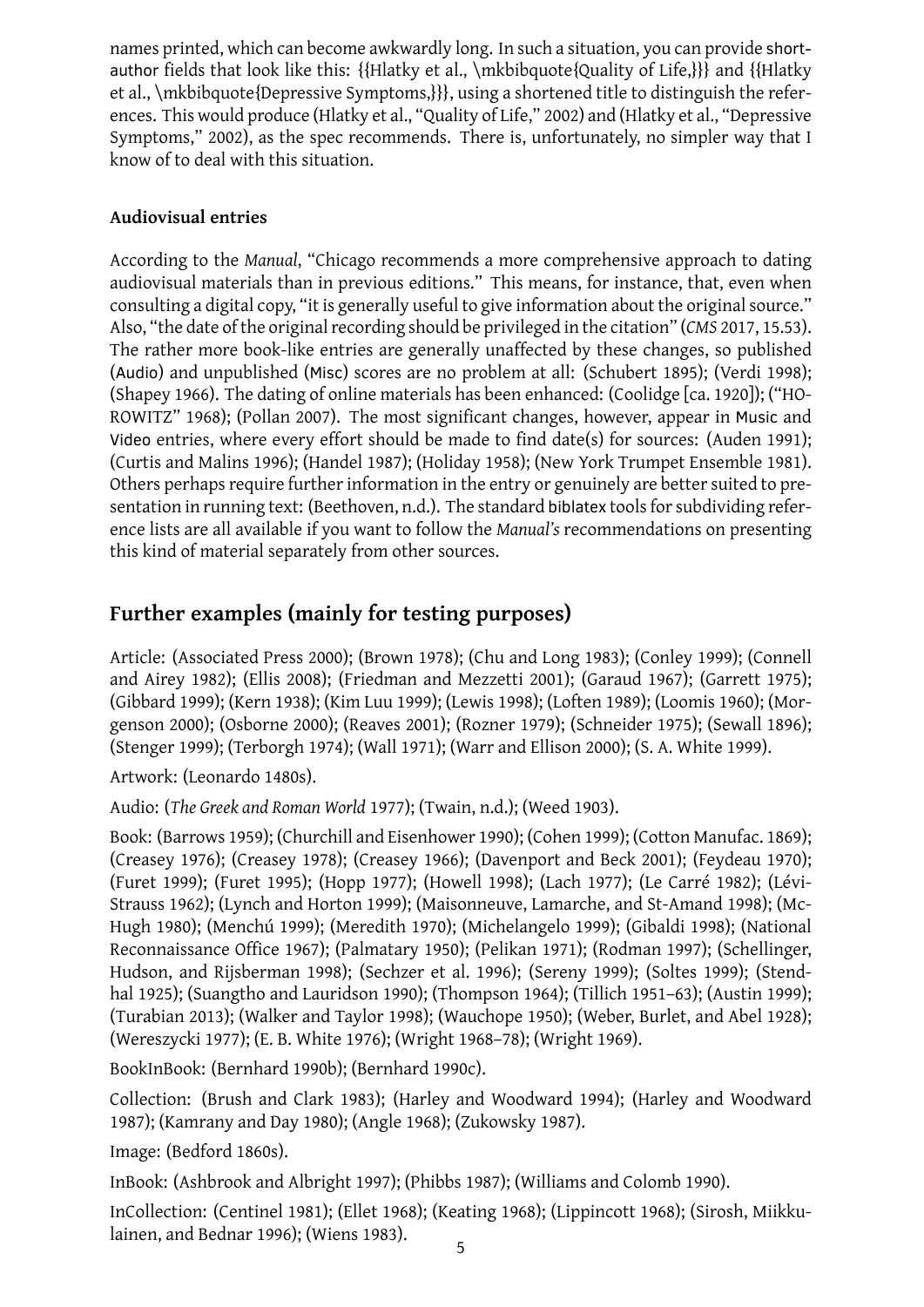names printed, which can become awkwardly long. In such a situation, you can provide shortauthor fields that look like this: {{Hlatky et al., \mkbibquote{Quality of Life,}}} and {{Hlatky et al., \mkbibquote{Depressive Symptoms,}}}, using a shortened title to distinguish the references. This would produce (Hlatky et al., "Quality of Life," 2002) and (Hlatky et al., "Depressive Symptoms," 2002), as the spec recommends. There is, unfortunately, no simpler way that I know of to deal with this situation.

**Audiovisual entries**

According to the *Manual*, "Chicago recommends a more comprehensive approach to dating audiovisual materials than in previous editions." This means, for instance, that, even when consulting a digital copy, "it is generally useful to give information about the original source." Also, "the date of the original recording should be privileged in the citation" (*CMS* 2017, 15.53). The rather more book-like entries are generally unaffected by these changes, so published (Audio) and unpublished (Misc) scores are no problem at all: (Schubert 1895); (Verdi 1998); (Shapey 1966). The dating of online materials has been enhanced: (Coolidge [ca. 1920]); ("HOROWITZ" 1968); (Pollan 2007). The most significant changes, however, appear in Music and Video entries, where every effort should be made to find date(s) for sources: (Auden 1991); (Curtis and Malins 1996); (Handel 1987); (Holiday 1958); (New York Trumpet Ensemble 1981). Others perhaps require further information in the entry or genuinely are better suited to presentation in running text: (Beethoven, n.d.). The standard biblatex tools for subdividing reference lists are all available if you want to follow the *Manual's* recommendations on presenting this kind of material separately from other sources.

## Further examples (mainly for testing purposes)

Article: (Associated Press 2000); (Brown 1978); (Chu and Long 1983); (Conley 1999); (Connell and Airey 1982); (Ellis 2008); (Friedman and Mezzetti 2001); (Garaud 1967); (Garrett 1975); (Gibbard 1999); (Kern 1938); (Kim Luu 1999); (Lewis 1998); (Loften 1989); (Loomis 1960); (Morgenson 2000); (Osborne 2000); (Reaves 2001); (Rozner 1979); (Schneider 1975); (Sewall 1896); (Stenger 1999); (Terborgh 1974); (Wall 1971); (Warr and Ellison 2000); (S. A. White 1999).

Artwork: (Leonardo 1480s).

Audio: (*The Greek and Roman World* 1977); (Twain, n.d.); (Weed 1903).

Book: (Barrows 1959); (Churchill and Eisenhower 1990); (Cohen 1999); (Cotton Manufac. 1869); (Creasey 1976); (Creasey 1978); (Creasey 1966); (Davenport and Beck 2001); (Feydeau 1970); (Furet 1999); (Furet 1995); (Hopp 1977); (Howell 1998); (Lach 1977); (Le Carré 1982); (Lévi-Strauss 1962); (Lynch and Horton 1999); (Maisonneuve, Lamarche, and St-Amand 1998); (McHugh 1980); (Menchú 1999); (Meredith 1970); (Michelangelo 1999); (Gibaldi 1998); (National Reconnaissance Office 1967); (Palmatary 1950); (Pelikan 1971); (Rodman 1997); (Schellinger, Hudson, and Rijsberman 1998); (Sechzer et al. 1996); (Sereny 1999); (Soltes 1999); (Stendhal 1925); (Suangtho and Lauridson 1990); (Thompson 1964); (Tillich 1951–63); (Austin 1999); (Turabian 2013); (Walker and Taylor 1998); (Wauchope 1950); (Weber, Burlet, and Abel 1928); (Wereszycki 1977); (E. B. White 1976); (Wright 1968–78); (Wright 1969).

BookInBook: (Bernhard 1990b); (Bernhard 1990c).

Collection: (Brush and Clark 1983); (Harley and Woodward 1994); (Harley and Woodward 1987); (Kamrany and Day 1980); (Angle 1968); (Zukowsky 1987).

Image: (Bedford 1860s).

InBook: (Ashbrook and Albright 1997); (Phibbs 1987); (Williams and Colomb 1990).

InCollection: (Centinel 1981); (Ellet 1968); (Keating 1968); (Lippincott 1968); (Sirosh, Miikkulainen, and Bednar 1996); (Wiens 1983).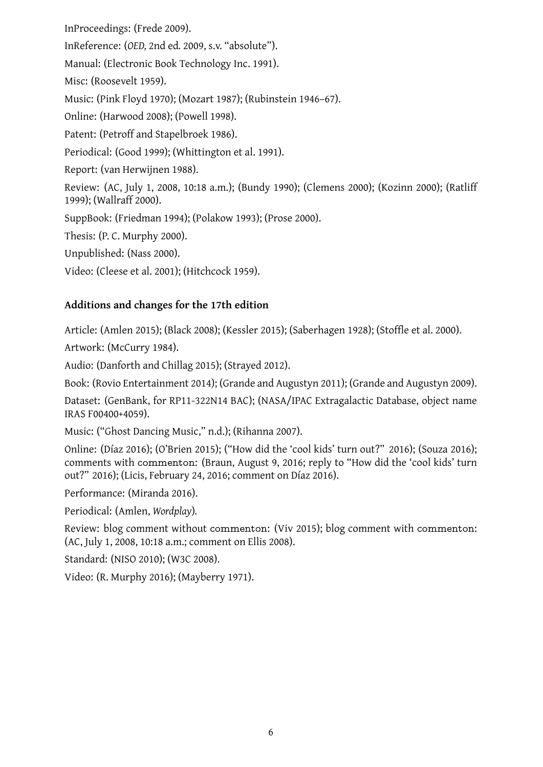InProceedings: (Frede 2009).

InReference: (*OED,* 2nd ed. 2009, s.v. "absolute").

Manual: (Electronic Book Technology Inc. 1991).

Misc: (Roosevelt 1959).

Music: (Pink Floyd 1970); (Mozart 1987); (Rubinstein 1946–67).

Online: (Harwood 2008); (Powell 1998).

Patent: (Petroff and Stapelbroek 1986).

Periodical: (Good 1999); (Whittington et al. 1991).

Report: (van Herwijnen 1988).

Review: (AC, July 1, 2008, 10:18 a.m.); (Bundy 1990); (Clemens 2000); (Kozinn 2000); (Ratliff 1999); (Wallraff 2000).

SuppBook: (Friedman 1994); (Polakow 1993); (Prose 2000).

Thesis: (P. C. Murphy 2000).

Unpublished: (Nass 2000).

Video: (Cleese et al. 2001); (Hitchcock 1959).

## Additions and changes for the 17th edition

Article: (Amlen 2015); (Black 2008); (Kessler 2015); (Saberhagen 1928); (Stoffle et al. 2000).

Artwork: (McCurry 1984).

Audio: (Danforth and Chillag 2015); (Strayed 2012).

Book: (Rovio Entertainment 2014); (Grande and Augustyn 2011); (Grande and Augustyn 2009).

Dataset: (GenBank, for RP11-322N14 BAC); (NASA/IPAC Extragalactic Database, object name IRAS F00400+4059).

Music: ("Ghost Dancing Music," n.d.); (Rihanna 2007).

Online: (Díaz 2016); (O'Brien 2015); ("How did the 'cool kids' turn out?" 2016); (Souza 2016); comments with commenton: (Braun, August 9, 2016; reply to "How did the 'cool kids' turn out?" 2016); (Licis, February 24, 2016; comment on Díaz 2016).

Performance: (Miranda 2016).

Periodical: (Amlen, *Wordplay*).

Review: blog comment without commenton: (Viv 2015); blog comment with commenton: (AC, July 1, 2008, 10:18 a.m.; comment on Ellis 2008).

Standard: (NISO 2010); (W3C 2008).

Video: (R. Murphy 2016); (Mayberry 1971).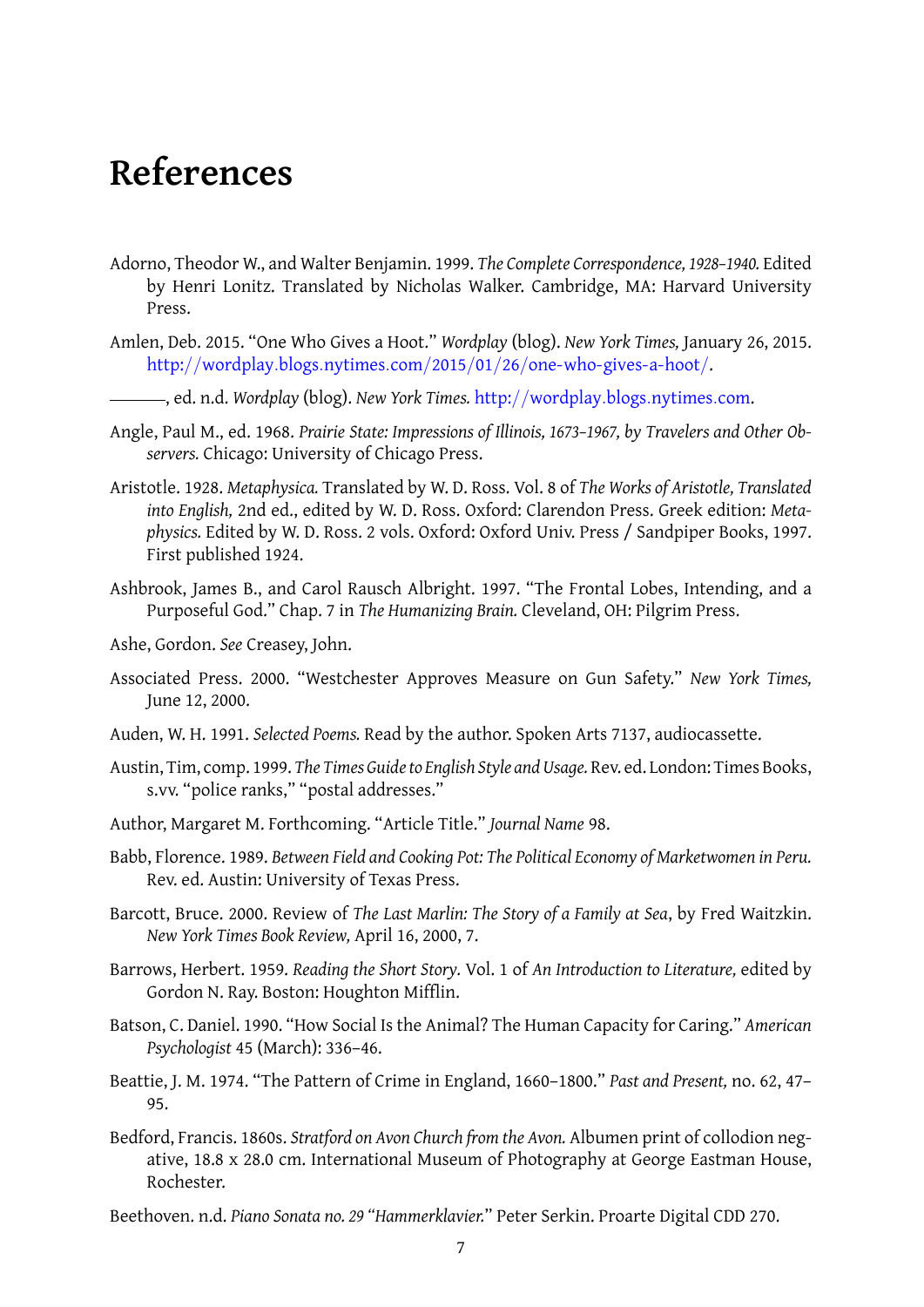# References

Adorno, Theodor W., and Walter Benjamin. 1999. *The Complete Correspondence, 1928–1940.* Edited by Henri Lonitz. Translated by Nicholas Walker. Cambridge, MA: Harvard University Press.

Amlen, Deb. 2015. "One Who Gives a Hoot." *Wordplay* (blog). *New York Times,* January 26, 2015. http://wordplay.blogs.nytimes.com/2015/01/26/one-who-gives-a-hoot/.

———, ed. n.d. *Wordplay* (blog). *New York Times.* http://wordplay.blogs.nytimes.com.

Angle, Paul M., ed. 1968. *Prairie State: Impressions of Illinois, 1673–1967, by Travelers and Other Observers.* Chicago: University of Chicago Press.

Aristotle. 1928. *Metaphysica.* Translated by W. D. Ross. Vol. 8 of *The Works of Aristotle, Translated into English,* 2nd ed., edited by W. D. Ross. Oxford: Clarendon Press. Greek edition: *Metaphysics.* Edited by W. D. Ross. 2 vols. Oxford: Oxford Univ. Press / Sandpiper Books, 1997. First published 1924.

Ashbrook, James B., and Carol Rausch Albright. 1997. "The Frontal Lobes, Intending, and a Purposeful God." Chap. 7 in *The Humanizing Brain.* Cleveland, OH: Pilgrim Press.

Ashe, Gordon. *See* Creasey, John.

Associated Press. 2000. "Westchester Approves Measure on Gun Safety." *New York Times,* June 12, 2000.

Auden, W. H. 1991. *Selected Poems.* Read by the author. Spoken Arts 7137, audiocassette.

Austin, Tim, comp. 1999. *The Times Guide to English Style and Usage.* Rev. ed. London: Times Books, s.vv. "police ranks," "postal addresses."

Author, Margaret M. Forthcoming. "Article Title." *Journal Name* 98.

Babb, Florence. 1989. *Between Field and Cooking Pot: The Political Economy of Marketwomen in Peru.* Rev. ed. Austin: University of Texas Press.

Barcott, Bruce. 2000. Review of *The Last Marlin: The Story of a Family at Sea*, by Fred Waitzkin. *New York Times Book Review,* April 16, 2000, 7.

Barrows, Herbert. 1959. *Reading the Short Story.* Vol. 1 of *An Introduction to Literature,* edited by Gordon N. Ray. Boston: Houghton Mifflin.

Batson, C. Daniel. 1990. "How Social Is the Animal? The Human Capacity for Caring." *American Psychologist* 45 (March): 336–46.

Beattie, J. M. 1974. "The Pattern of Crime in England, 1660–1800." *Past and Present,* no. 62, 47–95.

Bedford, Francis. 1860s. *Stratford on Avon Church from the Avon.* Albumen print of collodion negative, 18.8 x 28.0 cm. International Museum of Photography at George Eastman House, Rochester.

Beethoven. n.d. *Piano Sonata no. 29 "Hammerklavier."* Peter Serkin. Proarte Digital CDD 270.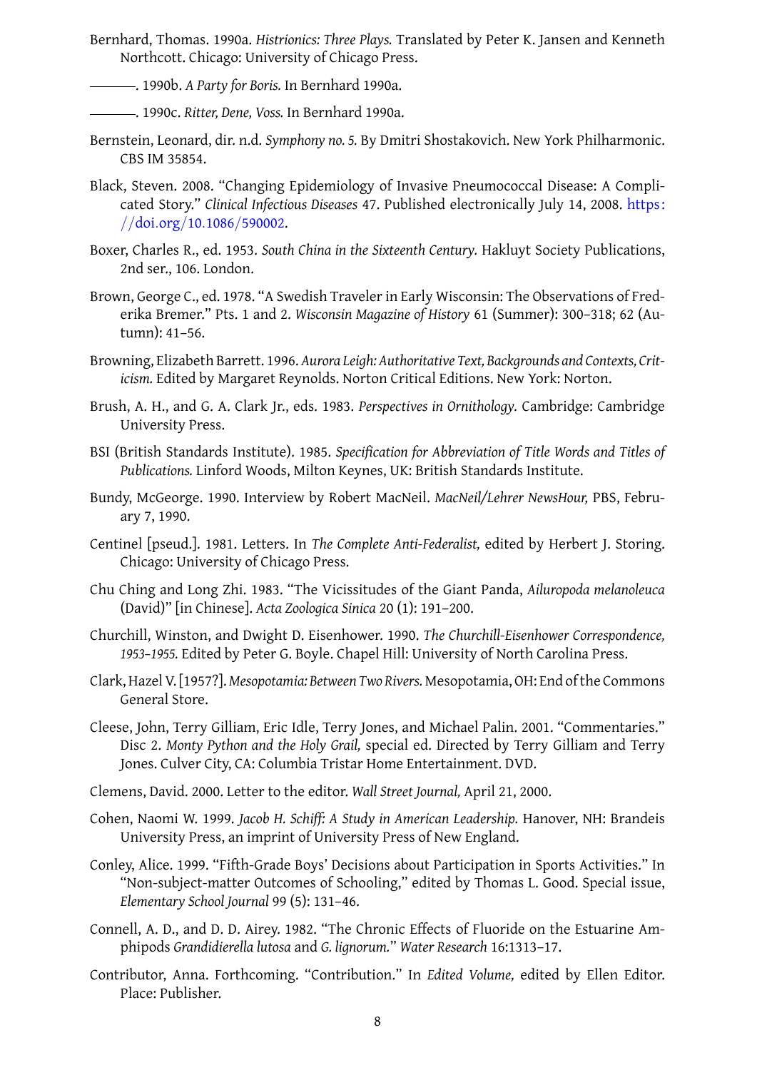Bernhard, Thomas. 1990a. *Histrionics: Three Plays.* Translated by Peter K. Jansen and Kenneth Northcott. Chicago: University of Chicago Press.

———. 1990b. *A Party for Boris.* In Bernhard 1990a.

———. 1990c. *Ritter, Dene, Voss.* In Bernhard 1990a.

Bernstein, Leonard, dir. n.d. *Symphony no. 5.* By Dmitri Shostakovich. New York Philharmonic. CBS IM 35854.

Black, Steven. 2008. "Changing Epidemiology of Invasive Pneumococcal Disease: A Complicated Story." *Clinical Infectious Diseases* 47. Published electronically July 14, 2008. https://doi.org/10.1086/590002.

Boxer, Charles R., ed. 1953. *South China in the Sixteenth Century.* Hakluyt Society Publications, 2nd ser., 106. London.

Brown, George C., ed. 1978. "A Swedish Traveler in Early Wisconsin: The Observations of Frederika Bremer." Pts. 1 and 2. *Wisconsin Magazine of History* 61 (Summer): 300–318; 62 (Autumn): 41–56.

Browning, Elizabeth Barrett. 1996. *Aurora Leigh: Authoritative Text, Backgrounds and Contexts, Criticism.* Edited by Margaret Reynolds. Norton Critical Editions. New York: Norton.

Brush, A. H., and G. A. Clark Jr., eds. 1983. *Perspectives in Ornithology.* Cambridge: Cambridge University Press.

BSI (British Standards Institute). 1985. *Specification for Abbreviation of Title Words and Titles of Publications.* Linford Woods, Milton Keynes, UK: British Standards Institute.

Bundy, McGeorge. 1990. Interview by Robert MacNeil. *MacNeil/Lehrer NewsHour,* PBS, February 7, 1990.

Centinel [pseud.]. 1981. Letters. In *The Complete Anti-Federalist,* edited by Herbert J. Storing. Chicago: University of Chicago Press.

Chu Ching and Long Zhi. 1983. "The Vicissitudes of the Giant Panda, *Ailuropoda melanoleuca* (David)" [in Chinese]. *Acta Zoologica Sinica* 20 (1): 191–200.

Churchill, Winston, and Dwight D. Eisenhower. 1990. *The Churchill-Eisenhower Correspondence, 1953–1955.* Edited by Peter G. Boyle. Chapel Hill: University of North Carolina Press.

Clark, Hazel V. [1957?]. *Mesopotamia: Between Two Rivers.* Mesopotamia, OH: End of the Commons General Store.

Cleese, John, Terry Gilliam, Eric Idle, Terry Jones, and Michael Palin. 2001. "Commentaries." Disc 2. *Monty Python and the Holy Grail,* special ed. Directed by Terry Gilliam and Terry Jones. Culver City, CA: Columbia Tristar Home Entertainment. DVD.

Clemens, David. 2000. Letter to the editor. *Wall Street Journal,* April 21, 2000.

Cohen, Naomi W. 1999. *Jacob H. Schiff: A Study in American Leadership.* Hanover, NH: Brandeis University Press, an imprint of University Press of New England.

Conley, Alice. 1999. "Fifth-Grade Boys' Decisions about Participation in Sports Activities." In "Non-subject-matter Outcomes of Schooling," edited by Thomas L. Good. Special issue, *Elementary School Journal* 99 (5): 131–46.

Connell, A. D., and D. D. Airey. 1982. "The Chronic Effects of Fluoride on the Estuarine Amphipods *Grandidierella lutosa* and *G. lignorum.*" *Water Research* 16:1313–17.

Contributor, Anna. Forthcoming. "Contribution." In *Edited Volume,* edited by Ellen Editor. Place: Publisher.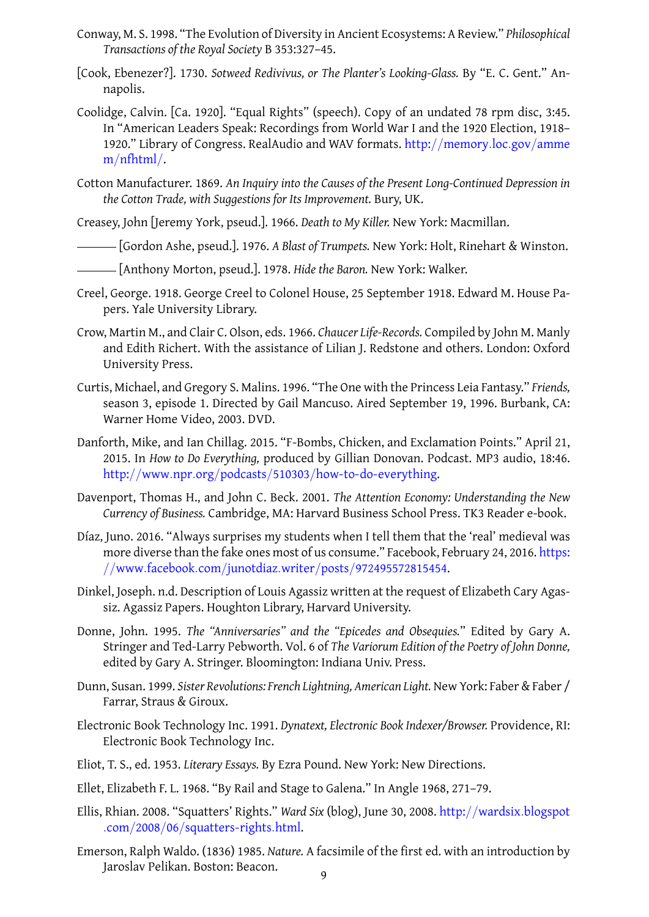Conway, M. S. 1998. "The Evolution of Diversity in Ancient Ecosystems: A Review." *Philosophical Transactions of the Royal Society* B 353:327–45.

[Cook, Ebenezer?]. 1730. *Sotweed Redivivus, or The Planter's Looking-Glass.* By "E. C. Gent." Annapolis.

Coolidge, Calvin. [Ca. 1920]. "Equal Rights" (speech). Copy of an undated 78 rpm disc, 3:45. In "American Leaders Speak: Recordings from World War I and the 1920 Election, 1918–1920." Library of Congress. RealAudio and WAV formats. http://memory.loc.gov/ammem/nfhtml/.

Cotton Manufacturer. 1869. *An Inquiry into the Causes of the Present Long-Continued Depression in the Cotton Trade, with Suggestions for Its Improvement.* Bury, UK.

Creasey, John [Jeremy York, pseud.]. 1966. *Death to My Killer.* New York: Macmillan.

——— [Gordon Ashe, pseud.]. 1976. *A Blast of Trumpets.* New York: Holt, Rinehart & Winston.

——— [Anthony Morton, pseud.]. 1978. *Hide the Baron.* New York: Walker.

Creel, George. 1918. George Creel to Colonel House, 25 September 1918. Edward M. House Papers. Yale University Library.

Crow, Martin M., and Clair C. Olson, eds. 1966. *Chaucer Life-Records.* Compiled by John M. Manly and Edith Richert. With the assistance of Lilian J. Redstone and others. London: Oxford University Press.

Curtis, Michael, and Gregory S. Malins. 1996. "The One with the Princess Leia Fantasy." *Friends,* season 3, episode 1. Directed by Gail Mancuso. Aired September 19, 1996. Burbank, CA: Warner Home Video, 2003. DVD.

Danforth, Mike, and Ian Chillag. 2015. "F-Bombs, Chicken, and Exclamation Points." April 21, 2015. In *How to Do Everything,* produced by Gillian Donovan. Podcast. MP3 audio, 18:46. http://www.npr.org/podcasts/510303/how-to-do-everything.

Davenport, Thomas H., and John C. Beck. 2001. *The Attention Economy: Understanding the New Currency of Business.* Cambridge, MA: Harvard Business School Press. TK3 Reader e-book.

Díaz, Juno. 2016. "Always surprises my students when I tell them that the 'real' medieval was more diverse than the fake ones most of us consume." Facebook, February 24, 2016. https://www.facebook.com/junotdiaz.writer/posts/972495572815454.

Dinkel, Joseph. n.d. Description of Louis Agassiz written at the request of Elizabeth Cary Agassiz. Agassiz Papers. Houghton Library, Harvard University.

Donne, John. 1995. *The "Anniversaries" and the "Epicedes and Obsequies."* Edited by Gary A. Stringer and Ted-Larry Pebworth. Vol. 6 of *The Variorum Edition of the Poetry of John Donne,* edited by Gary A. Stringer. Bloomington: Indiana Univ. Press.

Dunn, Susan. 1999. *Sister Revolutions: French Lightning, American Light.* New York: Faber & Faber / Farrar, Straus & Giroux.

Electronic Book Technology Inc. 1991. *Dynatext, Electronic Book Indexer/Browser.* Providence, RI: Electronic Book Technology Inc.

Eliot, T. S., ed. 1953. *Literary Essays.* By Ezra Pound. New York: New Directions.

Ellet, Elizabeth F. L. 1968. "By Rail and Stage to Galena." In Angle 1968, 271–79.

Ellis, Rhian. 2008. "Squatters' Rights." *Ward Six* (blog), June 30, 2008. http://wardsix.blogspot.com/2008/06/squatters-rights.html.

Emerson, Ralph Waldo. (1836) 1985. *Nature.* A facsimile of the first ed. with an introduction by Jaroslav Pelikan. Boston: Beacon.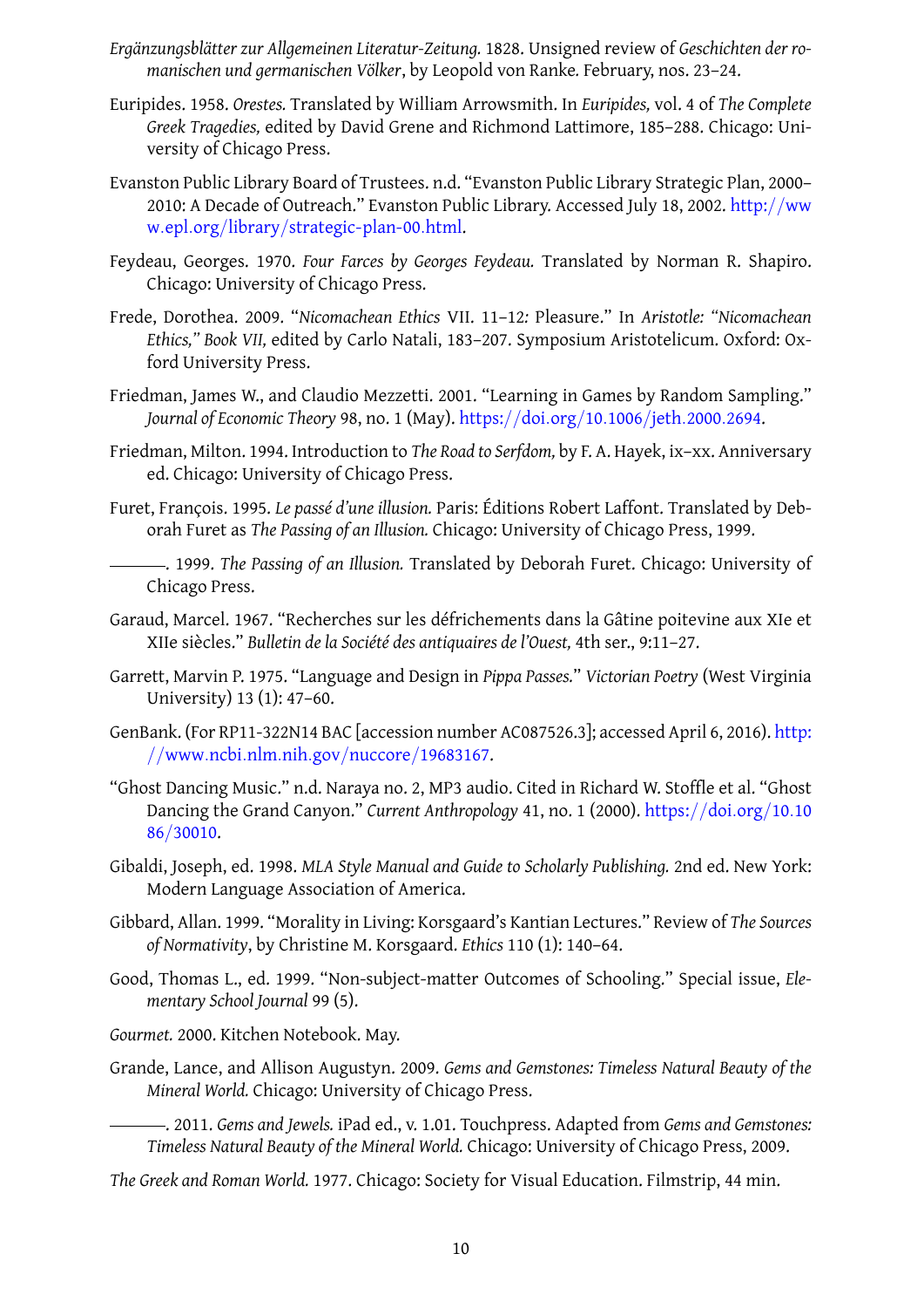*Ergänzungsblätter zur Allgemeinen Literatur-Zeitung.* 1828. Unsigned review of *Geschichten der romanischen und germanischen Völker*, by Leopold von Ranke. February, nos. 23–24.

Euripides. 1958. *Orestes.* Translated by William Arrowsmith. In *Euripides,* vol. 4 of *The Complete Greek Tragedies,* edited by David Grene and Richmond Lattimore, 185–288. Chicago: University of Chicago Press.

Evanston Public Library Board of Trustees. n.d. "Evanston Public Library Strategic Plan, 2000–2010: A Decade of Outreach." Evanston Public Library. Accessed July 18, 2002. http://www.epl.org/library/strategic-plan-00.html.

Feydeau, Georges. 1970. *Four Farces by Georges Feydeau.* Translated by Norman R. Shapiro. Chicago: University of Chicago Press.

Frede, Dorothea. 2009. "*Nicomachean Ethics* VII. 11–12: Pleasure." In *Aristotle: "Nicomachean Ethics," Book VII,* edited by Carlo Natali, 183–207. Symposium Aristotelicum. Oxford: Oxford University Press.

Friedman, James W., and Claudio Mezzetti. 2001. "Learning in Games by Random Sampling." *Journal of Economic Theory* 98, no. 1 (May). https://doi.org/10.1006/jeth.2000.2694.

Friedman, Milton. 1994. Introduction to *The Road to Serfdom,* by F. A. Hayek, ix–xx. Anniversary ed. Chicago: University of Chicago Press.

Furet, François. 1995. *Le passé d'une illusion.* Paris: Éditions Robert Laffont. Translated by Deborah Furet as *The Passing of an Illusion.* Chicago: University of Chicago Press, 1999.

———. 1999. *The Passing of an Illusion.* Translated by Deborah Furet. Chicago: University of Chicago Press.

Garaud, Marcel. 1967. "Recherches sur les défrichements dans la Gâtine poitevine aux XIe et XIIe siècles." *Bulletin de la Société des antiquaires de l'Ouest,* 4th ser., 9:11–27.

Garrett, Marvin P. 1975. "Language and Design in *Pippa Passes.*" *Victorian Poetry* (West Virginia University) 13 (1): 47–60.

GenBank. (For RP11-322N14 BAC [accession number AC087526.3]; accessed April 6, 2016). http://www.ncbi.nlm.nih.gov/nuccore/19683167.

"Ghost Dancing Music." n.d. Naraya no. 2, MP3 audio. Cited in Richard W. Stoffle et al. "Ghost Dancing the Grand Canyon." *Current Anthropology* 41, no. 1 (2000). https://doi.org/10.1086/30010.

Gibaldi, Joseph, ed. 1998. *MLA Style Manual and Guide to Scholarly Publishing.* 2nd ed. New York: Modern Language Association of America.

Gibbard, Allan. 1999. "Morality in Living: Korsgaard's Kantian Lectures." Review of *The Sources of Normativity*, by Christine M. Korsgaard. *Ethics* 110 (1): 140–64.

Good, Thomas L., ed. 1999. "Non-subject-matter Outcomes of Schooling." Special issue, *Elementary School Journal* 99 (5).

*Gourmet.* 2000. Kitchen Notebook. May.

Grande, Lance, and Allison Augustyn. 2009. *Gems and Gemstones: Timeless Natural Beauty of the Mineral World.* Chicago: University of Chicago Press.

———. 2011. *Gems and Jewels.* iPad ed., v. 1.01. Touchpress. Adapted from *Gems and Gemstones: Timeless Natural Beauty of the Mineral World.* Chicago: University of Chicago Press, 2009.

*The Greek and Roman World.* 1977. Chicago: Society for Visual Education. Filmstrip, 44 min.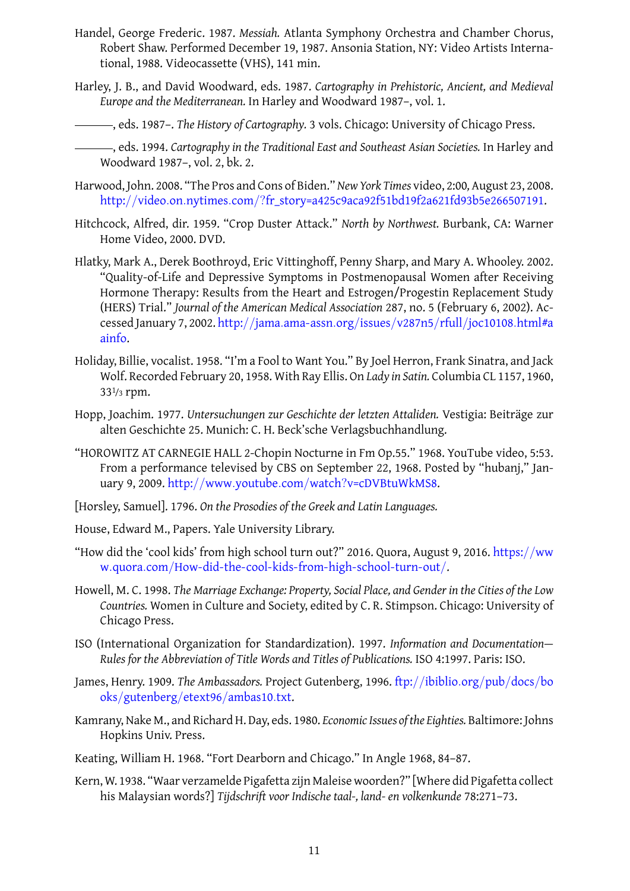Handel, George Frederic. 1987. *Messiah.* Atlanta Symphony Orchestra and Chamber Chorus, Robert Shaw. Performed December 19, 1987. Ansonia Station, NY: Video Artists International, 1988. Videocassette (VHS), 141 min.

Harley, J. B., and David Woodward, eds. 1987. *Cartography in Prehistoric, Ancient, and Medieval Europe and the Mediterranean.* In Harley and Woodward 1987–, vol. 1.

———, eds. 1987–. *The History of Cartography.* 3 vols. Chicago: University of Chicago Press.

———, eds. 1994. *Cartography in the Traditional East and Southeast Asian Societies.* In Harley and Woodward 1987–, vol. 2, bk. 2.

Harwood, John. 2008. "The Pros and Cons of Biden." *New York Times* video, 2:00, August 23, 2008. http://video.on.nytimes.com/?fr_story=a425c9aca92f51bd19f2a621fd93b5e266507191.

Hitchcock, Alfred, dir. 1959. "Crop Duster Attack." *North by Northwest.* Burbank, CA: Warner Home Video, 2000. DVD.

Hlatky, Mark A., Derek Boothroyd, Eric Vittinghoff, Penny Sharp, and Mary A. Whooley. 2002. "Quality-of-Life and Depressive Symptoms in Postmenopausal Women after Receiving Hormone Therapy: Results from the Heart and Estrogen/Progestin Replacement Study (HERS) Trial." *Journal of the American Medical Association* 287, no. 5 (February 6, 2002). Accessed January 7, 2002. http://jama.ama-assn.org/issues/v287n5/rfull/joc10108.html#ainfo.

Holiday, Billie, vocalist. 1958. "I'm a Fool to Want You." By Joel Herron, Frank Sinatra, and Jack Wolf. Recorded February 20, 1958. With Ray Ellis. On *Lady in Satin.* Columbia CL 1157, 1960, 33⅓ rpm.

Hopp, Joachim. 1977. *Untersuchungen zur Geschichte der letzten Attaliden.* Vestigia: Beiträge zur alten Geschichte 25. Munich: C. H. Beck'sche Verlagsbuchhandlung.

"HOROWITZ AT CARNEGIE HALL 2-Chopin Nocturne in Fm Op.55." 1968. YouTube video, 5:53. From a performance televised by CBS on September 22, 1968. Posted by "hubanj," January 9, 2009. http://www.youtube.com/watch?v=cDVBtuWkMS8.

[Horsley, Samuel]. 1796. *On the Prosodies of the Greek and Latin Languages.*

House, Edward M., Papers. Yale University Library.

"How did the 'cool kids' from high school turn out?" 2016. Quora, August 9, 2016. https://www.quora.com/How-did-the-cool-kids-from-high-school-turn-out/.

Howell, M. C. 1998. *The Marriage Exchange: Property, Social Place, and Gender in the Cities of the Low Countries.* Women in Culture and Society, edited by C. R. Stimpson. Chicago: University of Chicago Press.

ISO (International Organization for Standardization). 1997. *Information and Documentation—Rules for the Abbreviation of Title Words and Titles of Publications.* ISO 4:1997. Paris: ISO.

James, Henry. 1909. *The Ambassadors.* Project Gutenberg, 1996. ftp://ibiblio.org/pub/docs/books/gutenberg/etext96/ambas10.txt.

Kamrany, Nake M., and Richard H. Day, eds. 1980. *Economic Issues of the Eighties.* Baltimore: Johns Hopkins Univ. Press.

Keating, William H. 1968. "Fort Dearborn and Chicago." In Angle 1968, 84–87.

Kern, W. 1938. "Waar verzamelde Pigafetta zijn Maleise woorden?" [Where did Pigafetta collect his Malaysian words?] *Tijdschrift voor Indische taal-, land- en volkenkunde* 78:271–73.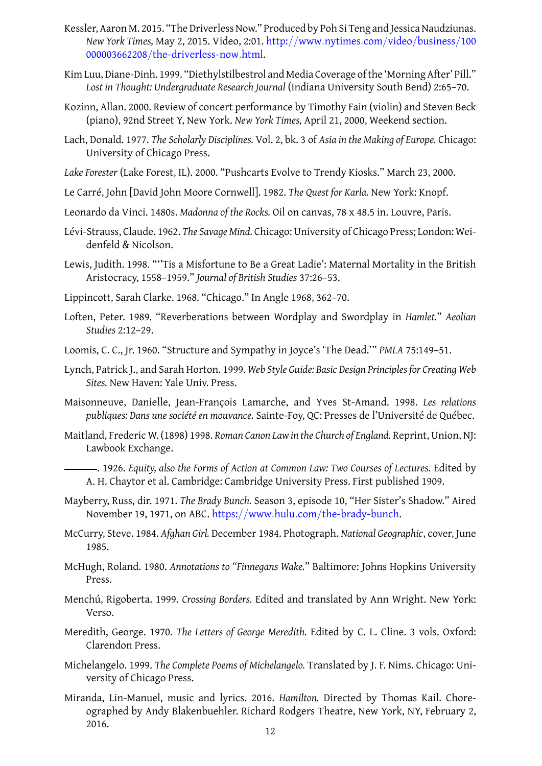Kessler, Aaron M. 2015. "The Driverless Now." Produced by Poh Si Teng and Jessica Naudziunas. *New York Times,* May 2, 2015. Video, 2:01. http://www.nytimes.com/video/business/100000003662208/the-driverless-now.html.

Kim Luu, Diane-Dinh. 1999. "Diethylstilbestrol and Media Coverage of the 'Morning After' Pill." *Lost in Thought: Undergraduate Research Journal* (Indiana University South Bend) 2:65–70.

Kozinn, Allan. 2000. Review of concert performance by Timothy Fain (violin) and Steven Beck (piano), 92nd Street Y, New York. *New York Times,* April 21, 2000, Weekend section.

Lach, Donald. 1977. *The Scholarly Disciplines.* Vol. 2, bk. 3 of *Asia in the Making of Europe.* Chicago: University of Chicago Press.

*Lake Forester* (Lake Forest, IL). 2000. "Pushcarts Evolve to Trendy Kiosks." March 23, 2000.

Le Carré, John [David John Moore Cornwell]. 1982. *The Quest for Karla.* New York: Knopf.

Leonardo da Vinci. 1480s. *Madonna of the Rocks.* Oil on canvas, 78 x 48.5 in. Louvre, Paris.

Lévi-Strauss, Claude. 1962. *The Savage Mind.* Chicago: University of Chicago Press; London: Weidenfeld & Nicolson.

Lewis, Judith. 1998. "'Tis a Misfortune to Be a Great Ladie': Maternal Mortality in the British Aristocracy, 1558–1959." *Journal of British Studies* 37:26–53.

Lippincott, Sarah Clarke. 1968. "Chicago." In Angle 1968, 362–70.

Loften, Peter. 1989. "Reverberations between Wordplay and Swordplay in *Hamlet.*" *Aeolian Studies* 2:12–29.

Loomis, C. C., Jr. 1960. "Structure and Sympathy in Joyce's 'The Dead.'" *PMLA* 75:149–51.

Lynch, Patrick J., and Sarah Horton. 1999. *Web Style Guide: Basic Design Principles for Creating Web Sites.* New Haven: Yale Univ. Press.

Maisonneuve, Danielle, Jean-François Lamarche, and Yves St-Amand. 1998. *Les relations publiques: Dans une société en mouvance.* Sainte-Foy, QC: Presses de l'Université de Québec.

Maitland, Frederic W. (1898) 1998. *Roman Canon Law in the Church of England.* Reprint, Union, NJ: Lawbook Exchange.

———. 1926. *Equity, also the Forms of Action at Common Law: Two Courses of Lectures.* Edited by A. H. Chaytor et al. Cambridge: Cambridge University Press. First published 1909.

Mayberry, Russ, dir. 1971. *The Brady Bunch.* Season 3, episode 10, "Her Sister's Shadow." Aired November 19, 1971, on ABC. https://www.hulu.com/the-brady-bunch.

McCurry, Steve. 1984. *Afghan Girl.* December 1984. Photograph. *National Geographic*, cover, June 1985.

McHugh, Roland. 1980. *Annotations to "Finnegans Wake."* Baltimore: Johns Hopkins University Press.

Menchú, Rigoberta. 1999. *Crossing Borders.* Edited and translated by Ann Wright. New York: Verso.

Meredith, George. 1970. *The Letters of George Meredith.* Edited by C. L. Cline. 3 vols. Oxford: Clarendon Press.

Michelangelo. 1999. *The Complete Poems of Michelangelo.* Translated by J. F. Nims. Chicago: University of Chicago Press.

Miranda, Lin-Manuel, music and lyrics. 2016. *Hamilton.* Directed by Thomas Kail. Choreographed by Andy Blakenbuehler. Richard Rodgers Theatre, New York, NY, February 2, 2016.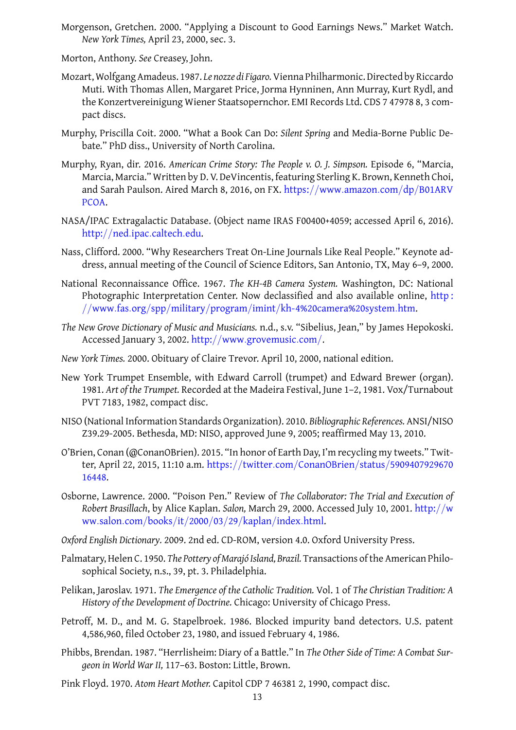Morgenson, Gretchen. 2000. "Applying a Discount to Good Earnings News." Market Watch. *New York Times,* April 23, 2000, sec. 3.

Morton, Anthony. *See* Creasey, John.

Mozart, Wolfgang Amadeus. 1987. *Le nozze di Figaro.* Vienna Philharmonic. Directed by Riccardo Muti. With Thomas Allen, Margaret Price, Jorma Hynninen, Ann Murray, Kurt Rydl, and the Konzertvereinigung Wiener Staatsopernchor. EMI Records Ltd. CDS 7 47978 8, 3 compact discs.

Murphy, Priscilla Coit. 2000. "What a Book Can Do: *Silent Spring* and Media-Borne Public Debate." PhD diss., University of North Carolina.

Murphy, Ryan, dir. 2016. *American Crime Story: The People v. O. J. Simpson.* Episode 6, "Marcia, Marcia, Marcia." Written by D. V. DeVincentis, featuring Sterling K. Brown, Kenneth Choi, and Sarah Paulson. Aired March 8, 2016, on FX. https://www.amazon.com/dp/B01ARVPCOA.

NASA/IPAC Extragalactic Database. (Object name IRAS F00400+4059; accessed April 6, 2016). http://ned.ipac.caltech.edu.

Nass, Clifford. 2000. "Why Researchers Treat On-Line Journals Like Real People." Keynote address, annual meeting of the Council of Science Editors, San Antonio, TX, May 6–9, 2000.

National Reconnaissance Office. 1967. *The KH-4B Camera System.* Washington, DC: National Photographic Interpretation Center. Now declassified and also available online, http://www.fas.org/spp/military/program/imint/kh-4%20camera%20system.htm.

*The New Grove Dictionary of Music and Musicians.* n.d., s.v. "Sibelius, Jean," by James Hepokoski. Accessed January 3, 2002. http://www.grovemusic.com/.

*New York Times.* 2000. Obituary of Claire Trevor. April 10, 2000, national edition.

New York Trumpet Ensemble, with Edward Carroll (trumpet) and Edward Brewer (organ). 1981. *Art of the Trumpet.* Recorded at the Madeira Festival, June 1–2, 1981. Vox/Turnabout PVT 7183, 1982, compact disc.

NISO (National Information Standards Organization). 2010. *Bibliographic References.* ANSI/NISO Z39.29-2005. Bethesda, MD: NISO, approved June 9, 2005; reaffirmed May 13, 2010.

O'Brien, Conan (@ConanOBrien). 2015. "In honor of Earth Day, I'm recycling my tweets." Twitter, April 22, 2015, 11:10 a.m. https://twitter.com/ConanOBrien/status/590940792967016448.

Osborne, Lawrence. 2000. "Poison Pen." Review of *The Collaborator: The Trial and Execution of Robert Brasillach*, by Alice Kaplan. *Salon,* March 29, 2000. Accessed July 10, 2001. http://www.salon.com/books/it/2000/03/29/kaplan/index.html.

*Oxford English Dictionary.* 2009. 2nd ed. CD-ROM, version 4.0. Oxford University Press.

Palmatary, Helen C. 1950. *The Pottery of Marajó Island, Brazil.* Transactions of the American Philosophical Society, n.s., 39, pt. 3. Philadelphia.

Pelikan, Jaroslav. 1971. *The Emergence of the Catholic Tradition.* Vol. 1 of *The Christian Tradition: A History of the Development of Doctrine.* Chicago: University of Chicago Press.

Petroff, M. D., and M. G. Stapelbroek. 1986. Blocked impurity band detectors. U.S. patent 4,586,960, filed October 23, 1980, and issued February 4, 1986.

Phibbs, Brendan. 1987. "Herrlisheim: Diary of a Battle." In *The Other Side of Time: A Combat Surgeon in World War II,* 117–63. Boston: Little, Brown.

Pink Floyd. 1970. *Atom Heart Mother.* Capitol CDP 7 46381 2, 1990, compact disc.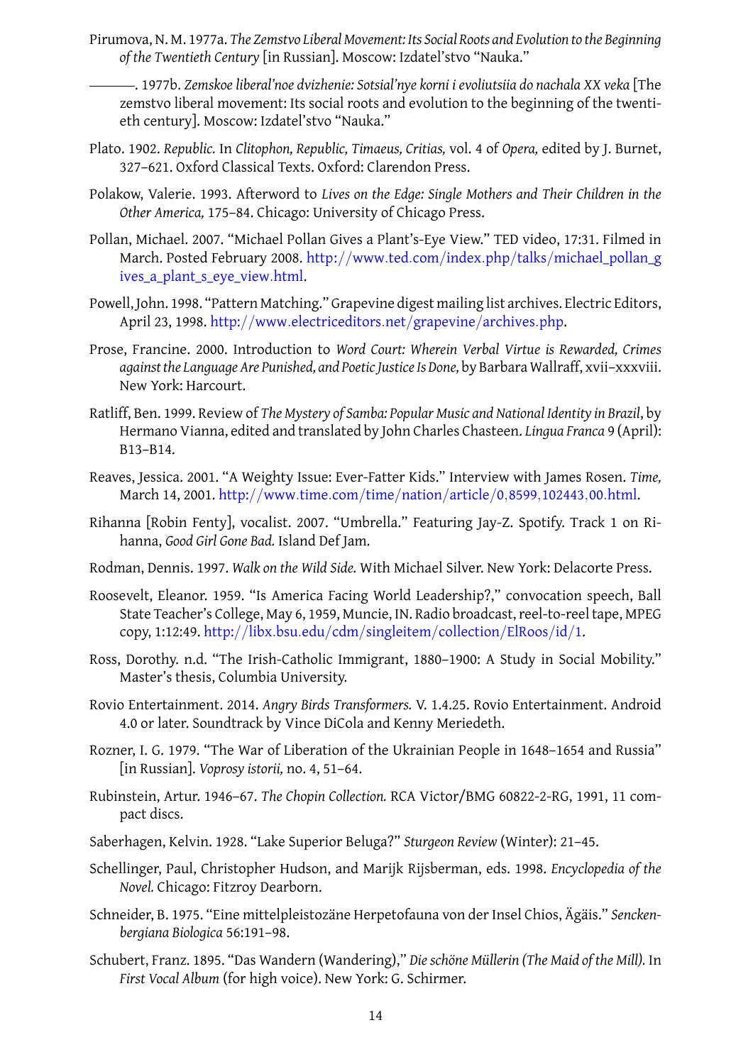Pirumova, N. M. 1977a. *The Zemstvo Liberal Movement: Its Social Roots and Evolution to the Beginning of the Twentieth Century* [in Russian]. Moscow: Izdatel'stvo "Nauka."

———. 1977b. *Zemskoe liberal'noe dvizhenie: Sotsial'nye korni i evoliutsiia do nachala XX veka* [The zemstvo liberal movement: Its social roots and evolution to the beginning of the twentieth century]. Moscow: Izdatel'stvo "Nauka."

Plato. 1902. *Republic.* In *Clitophon, Republic, Timaeus, Critias,* vol. 4 of *Opera,* edited by J. Burnet, 327–621. Oxford Classical Texts. Oxford: Clarendon Press.

Polakow, Valerie. 1993. Afterword to *Lives on the Edge: Single Mothers and Their Children in the Other America,* 175–84. Chicago: University of Chicago Press.

Pollan, Michael. 2007. "Michael Pollan Gives a Plant's-Eye View." TED video, 17:31. Filmed in March. Posted February 2008. http://www.ted.com/index.php/talks/michael_pollan_gives_a_plant_s_eye_view.html.

Powell, John. 1998. "Pattern Matching." Grapevine digest mailing list archives. Electric Editors, April 23, 1998. http://www.electriceditors.net/grapevine/archives.php.

Prose, Francine. 2000. Introduction to *Word Court: Wherein Verbal Virtue is Rewarded, Crimes against the Language Are Punished, and Poetic Justice Is Done,* by Barbara Wallraff, xvii–xxxviii. New York: Harcourt.

Ratliff, Ben. 1999. Review of *The Mystery of Samba: Popular Music and National Identity in Brazil*, by Hermano Vianna, edited and translated by John Charles Chasteen. *Lingua Franca* 9 (April): B13–B14.

Reaves, Jessica. 2001. "A Weighty Issue: Ever-Fatter Kids." Interview with James Rosen. *Time,* March 14, 2001. http://www.time.com/time/nation/article/0,8599,102443,00.html.

Rihanna [Robin Fenty], vocalist. 2007. "Umbrella." Featuring Jay-Z. Spotify. Track 1 on Rihanna, *Good Girl Gone Bad.* Island Def Jam.

Rodman, Dennis. 1997. *Walk on the Wild Side.* With Michael Silver. New York: Delacorte Press.

Roosevelt, Eleanor. 1959. "Is America Facing World Leadership?," convocation speech, Ball State Teacher's College, May 6, 1959, Muncie, IN. Radio broadcast, reel-to-reel tape, MPEG copy, 1:12:49. http://libx.bsu.edu/cdm/singleitem/collection/ElRoos/id/1.

Ross, Dorothy. n.d. "The Irish-Catholic Immigrant, 1880–1900: A Study in Social Mobility." Master's thesis, Columbia University.

Rovio Entertainment. 2014. *Angry Birds Transformers.* V. 1.4.25. Rovio Entertainment. Android 4.0 or later. Soundtrack by Vince DiCola and Kenny Meriedeth.

Rozner, I. G. 1979. "The War of Liberation of the Ukrainian People in 1648–1654 and Russia" [in Russian]. *Voprosy istorii,* no. 4, 51–64.

Rubinstein, Artur. 1946–67. *The Chopin Collection.* RCA Victor/BMG 60822-2-RG, 1991, 11 compact discs.

Saberhagen, Kelvin. 1928. "Lake Superior Beluga?" *Sturgeon Review* (Winter): 21–45.

Schellinger, Paul, Christopher Hudson, and Marijk Rijsberman, eds. 1998. *Encyclopedia of the Novel.* Chicago: Fitzroy Dearborn.

Schneider, B. 1975. "Eine mittelpleistozäne Herpetofauna von der Insel Chios, Ägäis." *Senckenbergiana Biologica* 56:191–98.

Schubert, Franz. 1895. "Das Wandern (Wandering)," *Die schöne Müllerin (The Maid of the Mill).* In *First Vocal Album* (for high voice). New York: G. Schirmer.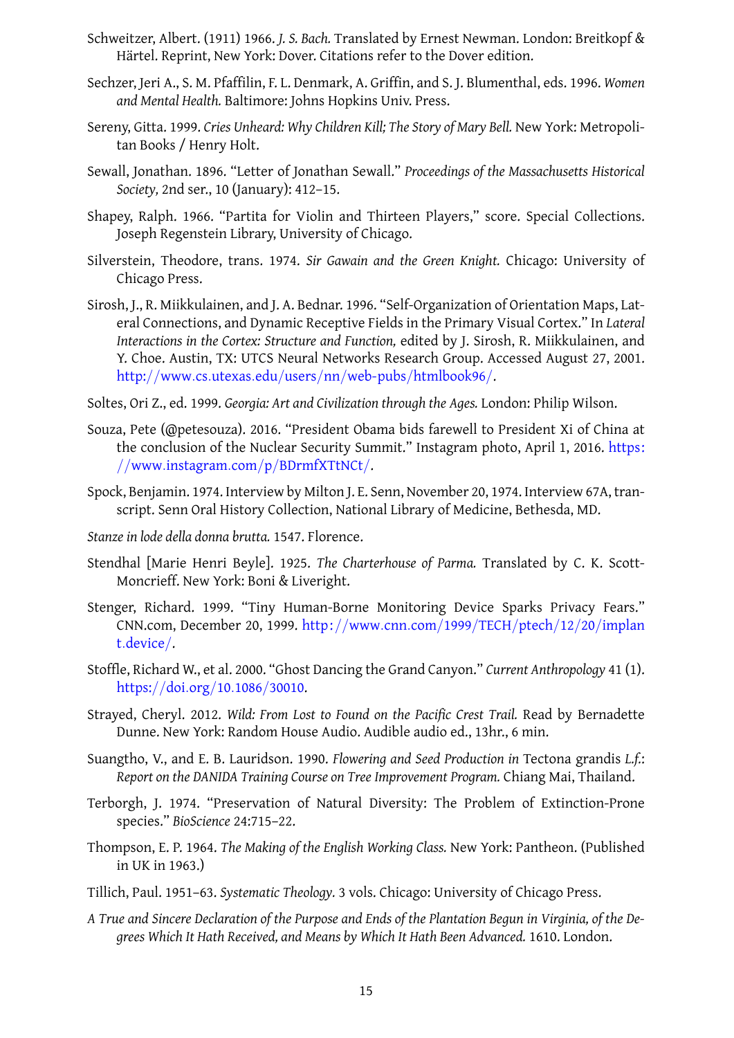Schweitzer, Albert. (1911) 1966. *J. S. Bach.* Translated by Ernest Newman. London: Breitkopf & Härtel. Reprint, New York: Dover. Citations refer to the Dover edition.

Sechzer, Jeri A., S. M. Pfaffilin, F. L. Denmark, A. Griffin, and S. J. Blumenthal, eds. 1996. *Women and Mental Health.* Baltimore: Johns Hopkins Univ. Press.

Sereny, Gitta. 1999. *Cries Unheard: Why Children Kill; The Story of Mary Bell.* New York: Metropolitan Books / Henry Holt.

Sewall, Jonathan. 1896. "Letter of Jonathan Sewall." *Proceedings of the Massachusetts Historical Society,* 2nd ser., 10 (January): 412–15.

Shapey, Ralph. 1966. "Partita for Violin and Thirteen Players," score. Special Collections. Joseph Regenstein Library, University of Chicago.

Silverstein, Theodore, trans. 1974. *Sir Gawain and the Green Knight.* Chicago: University of Chicago Press.

Sirosh, J., R. Miikkulainen, and J. A. Bednar. 1996. "Self-Organization of Orientation Maps, Lateral Connections, and Dynamic Receptive Fields in the Primary Visual Cortex." In *Lateral Interactions in the Cortex: Structure and Function,* edited by J. Sirosh, R. Miikkulainen, and Y. Choe. Austin, TX: UTCS Neural Networks Research Group. Accessed August 27, 2001. http://www.cs.utexas.edu/users/nn/web-pubs/htmlbook96/.

Soltes, Ori Z., ed. 1999. *Georgia: Art and Civilization through the Ages.* London: Philip Wilson.

Souza, Pete (@petesouza). 2016. "President Obama bids farewell to President Xi of China at the conclusion of the Nuclear Security Summit." Instagram photo, April 1, 2016. https://www.instagram.com/p/BDrmfXTtNCt/.

Spock, Benjamin. 1974. Interview by Milton J. E. Senn, November 20, 1974. Interview 67A, transcript. Senn Oral History Collection, National Library of Medicine, Bethesda, MD.

*Stanze in lode della donna brutta.* 1547. Florence.

Stendhal [Marie Henri Beyle]. 1925. *The Charterhouse of Parma.* Translated by C. K. Scott-Moncrieff. New York: Boni & Liveright.

Stenger, Richard. 1999. "Tiny Human-Borne Monitoring Device Sparks Privacy Fears." CNN.com, December 20, 1999. http://www.cnn.com/1999/TECH/ptech/12/20/implant.device/.

Stoffle, Richard W., et al. 2000. "Ghost Dancing the Grand Canyon." *Current Anthropology* 41 (1). https://doi.org/10.1086/30010.

Strayed, Cheryl. 2012. *Wild: From Lost to Found on the Pacific Crest Trail.* Read by Bernadette Dunne. New York: Random House Audio. Audible audio ed., 13hr., 6 min.

Suangtho, V., and E. B. Lauridson. 1990. *Flowering and Seed Production in* Tectona grandis *L.f.: Report on the DANIDA Training Course on Tree Improvement Program.* Chiang Mai, Thailand.

Terborgh, J. 1974. "Preservation of Natural Diversity: The Problem of Extinction-Prone species." *BioScience* 24:715–22.

Thompson, E. P. 1964. *The Making of the English Working Class.* New York: Pantheon. (Published in UK in 1963.)

Tillich, Paul. 1951–63. *Systematic Theology.* 3 vols. Chicago: University of Chicago Press.

*A True and Sincere Declaration of the Purpose and Ends of the Plantation Begun in Virginia, of the Degrees Which It Hath Received, and Means by Which It Hath Been Advanced.* 1610. London.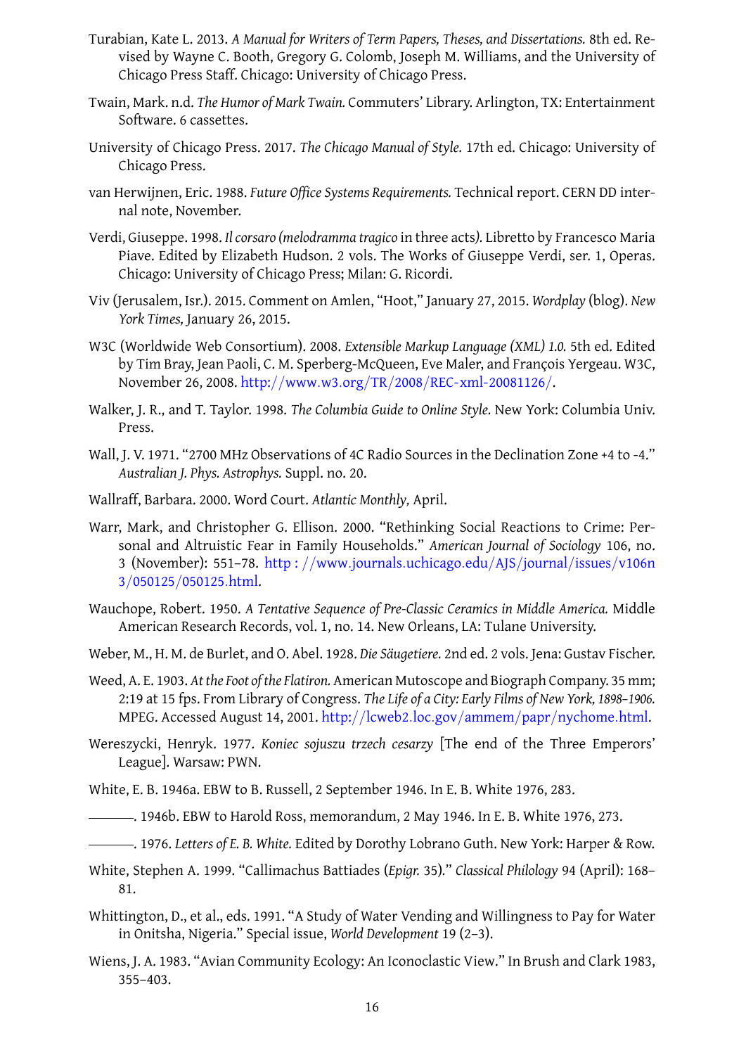Turabian, Kate L. 2013. *A Manual for Writers of Term Papers, Theses, and Dissertations.* 8th ed. Revised by Wayne C. Booth, Gregory G. Colomb, Joseph M. Williams, and the University of Chicago Press Staff. Chicago: University of Chicago Press.

Twain, Mark. n.d. *The Humor of Mark Twain.* Commuters' Library. Arlington, TX: Entertainment Software. 6 cassettes.

University of Chicago Press. 2017. *The Chicago Manual of Style.* 17th ed. Chicago: University of Chicago Press.

van Herwijnen, Eric. 1988. *Future Office Systems Requirements.* Technical report. CERN DD internal note, November.

Verdi, Giuseppe. 1998. *Il corsaro (melodramma tragico* in three acts*).* Libretto by Francesco Maria Piave. Edited by Elizabeth Hudson. 2 vols. The Works of Giuseppe Verdi, ser. 1, Operas. Chicago: University of Chicago Press; Milan: G. Ricordi.

Viv (Jerusalem, Isr.). 2015. Comment on Amlen, "Hoot," January 27, 2015. *Wordplay* (blog). *New York Times,* January 26, 2015.

W3C (Worldwide Web Consortium). 2008. *Extensible Markup Language (XML) 1.0.* 5th ed. Edited by Tim Bray, Jean Paoli, C. M. Sperberg-McQueen, Eve Maler, and François Yergeau. W3C, November 26, 2008. http://www.w3.org/TR/2008/REC-xml-20081126/.

Walker, J. R., and T. Taylor. 1998. *The Columbia Guide to Online Style.* New York: Columbia Univ. Press.

Wall, J. V. 1971. "2700 MHz Observations of 4C Radio Sources in the Declination Zone +4 to -4." *Australian J. Phys. Astrophys.* Suppl. no. 20.

Wallraff, Barbara. 2000. Word Court. *Atlantic Monthly,* April.

Warr, Mark, and Christopher G. Ellison. 2000. "Rethinking Social Reactions to Crime: Personal and Altruistic Fear in Family Households." *American Journal of Sociology* 106, no. 3 (November): 551–78. http://www.journals.uchicago.edu/AJS/journal/issues/v106n3/050125/050125.html.

Wauchope, Robert. 1950. *A Tentative Sequence of Pre-Classic Ceramics in Middle America.* Middle American Research Records, vol. 1, no. 14. New Orleans, LA: Tulane University.

Weber, M., H. M. de Burlet, and O. Abel. 1928. *Die Säugetiere.* 2nd ed. 2 vols. Jena: Gustav Fischer.

Weed, A. E. 1903. *At the Foot of the Flatiron.* American Mutoscope and Biograph Company. 35 mm; 2:19 at 15 fps. From Library of Congress. *The Life of a City: Early Films of New York, 1898–1906.* MPEG. Accessed August 14, 2001. http://lcweb2.loc.gov/ammem/papr/nychome.html.

Wereszycki, Henryk. 1977. *Koniec sojuszu trzech cesarzy* [The end of the Three Emperors' League]. Warsaw: PWN.

White, E. B. 1946a. EBW to B. Russell, 2 September 1946. In E. B. White 1976, 283.

———. 1946b. EBW to Harold Ross, memorandum, 2 May 1946. In E. B. White 1976, 273.

———. 1976. *Letters of E. B. White.* Edited by Dorothy Lobrano Guth. New York: Harper & Row.

White, Stephen A. 1999. "Callimachus Battiades (*Epigr.* 35)." *Classical Philology* 94 (April): 168–81.

Whittington, D., et al., eds. 1991. "A Study of Water Vending and Willingness to Pay for Water in Onitsha, Nigeria." Special issue, *World Development* 19 (2–3).

Wiens, J. A. 1983. "Avian Community Ecology: An Iconoclastic View." In Brush and Clark 1983, 355–403.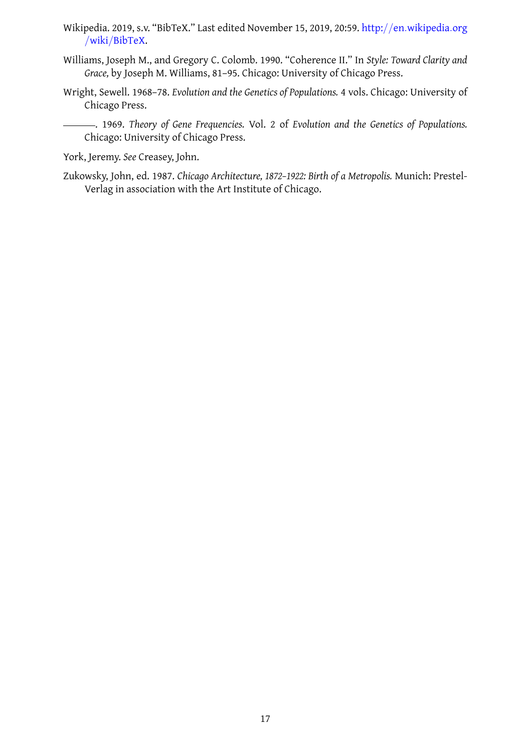Wikipedia. 2019, s.v. "BibTeX." Last edited November 15, 2019, 20:59. http://en.wikipedia.org/wiki/BibTeX.

Williams, Joseph M., and Gregory C. Colomb. 1990. "Coherence II." In *Style: Toward Clarity and Grace,* by Joseph M. Williams, 81–95. Chicago: University of Chicago Press.

Wright, Sewell. 1968–78. *Evolution and the Genetics of Populations.* 4 vols. Chicago: University of Chicago Press.

———. 1969. *Theory of Gene Frequencies.* Vol. 2 of *Evolution and the Genetics of Populations.* Chicago: University of Chicago Press.

York, Jeremy. *See* Creasey, John.

Zukowsky, John, ed. 1987. *Chicago Architecture, 1872–1922: Birth of a Metropolis.* Munich: Prestel-Verlag in association with the Art Institute of Chicago.